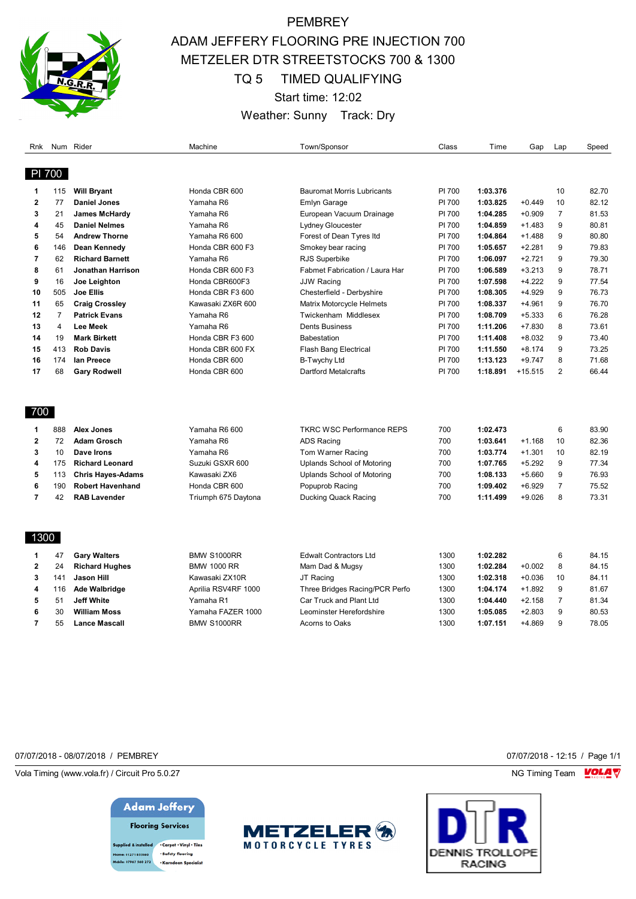# PEMBREY

## ADAM JEFFERY FLOORING PRE INJECTION 700
## METZELER DTR STREETSTOCKS 700 & 1300
## TQ 5 TIMED QUALIFYING

Start time: 12:02

Weather: Sunny Track: Dry

### PI 700

| Rnk | Num | Rider | Machine | Town/Sponsor | Class | Time | Gap | Lap | Speed |
|---|---|---|---|---|---|---|---|---|---|
| 1 | 115 | **Will Bryant** | Honda CBR 600 | Bauromat Morris Lubricants | PI 700 | **1:03.376** | | 10 | 82.70 |
| 2 | 77 | **Daniel Jones** | Yamaha R6 | Emlyn Garage | PI 700 | **1:03.825** | +0.449 | 10 | 82.12 |
| 3 | 21 | **James McHardy** | Yamaha R6 | European Vacuum Drainage | PI 700 | **1:04.285** | +0.909 | 7 | 81.53 |
| 4 | 45 | **Daniel Nelmes** | Yamaha R6 | Lydney Gloucester | PI 700 | **1:04.859** | +1.483 | 9 | 80.81 |
| 5 | 54 | **Andrew Thorne** | Yamaha R6 600 | Forest of Dean Tyres ltd | PI 700 | **1:04.864** | +1.488 | 9 | 80.80 |
| 6 | 146 | **Dean Kennedy** | Honda CBR 600 F3 | Smokey bear racing | PI 700 | **1:05.657** | +2.281 | 9 | 79.83 |
| 7 | 62 | **Richard Barnett** | Yamaha R6 | RJS Superbike | PI 700 | **1:06.097** | +2.721 | 9 | 79.30 |
| 8 | 61 | **Jonathan Harrison** | Honda CBR 600 F3 | Fabmet Fabrication / Laura Har | PI 700 | **1:06.589** | +3.213 | 9 | 78.71 |
| 9 | 16 | **Joe Leighton** | Honda CBR600F3 | JJW Racing | PI 700 | **1:07.598** | +4.222 | 9 | 77.54 |
| 10 | 505 | **Joe Ellis** | Honda CBR F3 600 | Chesterfield - Derbyshire | PI 700 | **1:08.305** | +4.929 | 9 | 76.73 |
| 11 | 65 | **Craig Crossley** | Kawasaki ZX6R 600 | Matrix Motorcycle Helmets | PI 700 | **1:08.337** | +4.961 | 9 | 76.70 |
| 12 | 7 | **Patrick Evans** | Yamaha R6 | Twickenham Middlesex | PI 700 | **1:08.709** | +5.333 | 6 | 76.28 |
| 13 | 4 | **Lee Meek** | Yamaha R6 | Dents Business | PI 700 | **1:11.206** | +7.830 | 8 | 73.61 |
| 14 | 19 | **Mark Birkett** | Honda CBR F3 600 | Babestation | PI 700 | **1:11.408** | +8.032 | 9 | 73.40 |
| 15 | 413 | **Rob Davis** | Honda CBR 600 FX | Flash Bang Electrical | PI 700 | **1:11.550** | +8.174 | 9 | 73.25 |
| 16 | 174 | **Ian Preece** | Honda CBR 600 | B-Twychy Ltd | PI 700 | **1:13.123** | +9.747 | 8 | 71.68 |
| 17 | 68 | **Gary Rodwell** | Honda CBR 600 | Dartford Metalcrafts | PI 700 | **1:18.891** | +15.515 | 2 | 66.44 |

### 700

| Rnk | Num | Rider | Machine | Town/Sponsor | Class | Time | Gap | Lap | Speed |
|---|---|---|---|---|---|---|---|---|---|
| 1 | 888 | **Alex Jones** | Yamaha R6 600 | TKRC WSC Performance REPS | 700 | **1:02.473** | | 6 | 83.90 |
| 2 | 72 | **Adam Grosch** | Yamaha R6 | ADS Racing | 700 | **1:03.641** | +1.168 | 10 | 82.36 |
| 3 | 10 | **Dave Irons** | Yamaha R6 | Tom Warner Racing | 700 | **1:03.774** | +1.301 | 10 | 82.19 |
| 4 | 175 | **Richard Leonard** | Suzuki GSXR 600 | Uplands School of Motoring | 700 | **1:07.765** | +5.292 | 9 | 77.34 |
| 5 | 113 | **Chris Hayes-Adams** | Kawasaki ZX6 | Uplands School of Motoring | 700 | **1:08.133** | +5.660 | 9 | 76.93 |
| 6 | 190 | **Robert Havenhand** | Honda CBR 600 | Popuprob Racing | 700 | **1:09.402** | +6.929 | 7 | 75.52 |
| 7 | 42 | **RAB Lavender** | Triumph 675 Daytona | Ducking Quack Racing | 700 | **1:11.499** | +9.026 | 8 | 73.31 |

### 1300

| Rnk | Num | Rider | Machine | Town/Sponsor | Class | Time | Gap | Lap | Speed |
|---|---|---|---|---|---|---|---|---|---|
| 1 | 47 | **Gary Walters** | BMW S1000RR | Edwalt Contractors Ltd | 1300 | **1:02.282** | | 6 | 84.15 |
| 2 | 24 | **Richard Hughes** | BMW 1000 RR | Mam Dad & Mugsy | 1300 | **1:02.284** | +0.002 | 8 | 84.15 |
| 3 | 141 | **Jason Hill** | Kawasaki ZX10R | JT Racing | 1300 | **1:02.318** | +0.036 | 10 | 84.11 |
| 4 | 116 | **Ade Walbridge** | Aprilia RSV4RF 1000 | Three Bridges Racing/PCR Perfo | 1300 | **1:04.174** | +1.892 | 9 | 81.67 |
| 5 | 51 | **Jeff White** | Yamaha R1 | Car Truck and Plant Ltd | 1300 | **1:04.440** | +2.158 | 7 | 81.34 |
| 6 | 30 | **William Moss** | Yamaha FAZER 1000 | Leominster Herefordshire | 1300 | **1:05.085** | +2.803 | 9 | 80.53 |
| 7 | 55 | **Lance Mascall** | BMW S1000RR | Acorns to Oaks | 1300 | **1:07.151** | +4.869 | 9 | 78.05 |

07/07/2018 - 08/07/2018 / PEMBREY

07/07/2018 - 12:15

Vola Timing (www.vola.fr) / Circuit Pro 5.0.27

NG Timing Team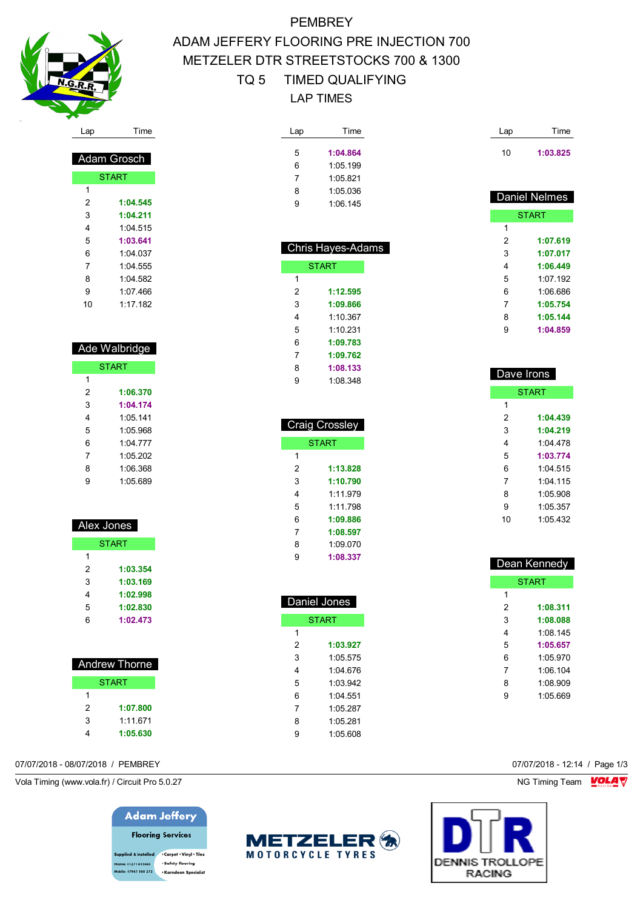# PEMBREY

## ADAM JEFFERY FLOORING PRE INJECTION 700

## METZELER DTR STREETSTOCKS 700 & 1300

## TQ 5 TIMED QUALIFYING

## LAP TIMES

### Adam Grosch

| Lap | Time |
|---|---|
| START | |
| 1 | |
| 2 | **1:04.545** |
| 3 | **1:04.211** |
| 4 | 1:04.515 |
| 5 | **1:03.641** |
| 6 | 1:04.037 |
| 7 | 1:04.555 |
| 8 | 1:04.582 |
| 9 | 1:07.466 |
| 10 | 1:17.182 |

### Ade Walbridge

| Lap | Time |
|---|---|
| START | |
| 1 | |
| 2 | **1:06.370** |
| 3 | **1:04.174** |
| 4 | 1:05.141 |
| 5 | 1:05.968 |
| 6 | 1:04.777 |
| 7 | 1:05.202 |
| 8 | 1:06.368 |
| 9 | 1:05.689 |

### Alex Jones

| Lap | Time |
|---|---|
| START | |
| 1 | |
| 2 | **1:03.354** |
| 3 | **1:03.169** |
| 4 | **1:02.998** |
| 5 | **1:02.830** |
| 6 | **1:02.473** |

### Andrew Thorne

| Lap | Time |
|---|---|
| START | |
| 1 | |
| 2 | **1:07.800** |
| 3 | 1:11.671 |
| 4 | **1:05.630** |
| 5 | **1:04.864** |
| 6 | 1:05.199 |
| 7 | 1:05.821 |
| 8 | 1:05.036 |
| 9 | 1:06.145 |

### Chris Hayes-Adams

| Lap | Time |
|---|---|
| START | |
| 1 | |
| 2 | **1:12.595** |
| 3 | **1:09.866** |
| 4 | 1:10.367 |
| 5 | 1:10.231 |
| 6 | **1:09.783** |
| 7 | **1:09.762** |
| 8 | **1:08.133** |
| 9 | 1:08.348 |

### Craig Crossley

| Lap | Time |
|---|---|
| START | |
| 1 | |
| 2 | **1:13.828** |
| 3 | **1:10.790** |
| 4 | 1:11.979 |
| 5 | 1:11.798 |
| 6 | **1:09.886** |
| 7 | **1:08.597** |
| 8 | 1:09.070 |
| 9 | **1:08.337** |

### Daniel Jones

| Lap | Time |
|---|---|
| START | |
| 1 | |
| 2 | **1:03.927** |
| 3 | 1:05.575 |
| 4 | 1:04.676 |
| 5 | 1:03.942 |
| 6 | 1:04.551 |
| 7 | 1:05.287 |
| 8 | 1:05.281 |
| 9 | 1:05.608 |
| 10 | **1:03.825** |

### Daniel Nelmes

| Lap | Time |
|---|---|
| START | |
| 1 | |
| 2 | **1:07.619** |
| 3 | **1:07.017** |
| 4 | **1:06.449** |
| 5 | 1:07.192 |
| 6 | 1:06.686 |
| 7 | **1:05.754** |
| 8 | **1:05.144** |
| 9 | **1:04.859** |

### Dave Irons

| Lap | Time |
|---|---|
| START | |
| 1 | |
| 2 | **1:04.439** |
| 3 | **1:04.219** |
| 4 | 1:04.478 |
| 5 | **1:03.774** |
| 6 | 1:04.515 |
| 7 | 1:04.115 |
| 8 | 1:05.908 |
| 9 | 1:05.357 |
| 10 | 1:05.432 |

### Dean Kennedy

| Lap | Time |
|---|---|
| START | |
| 1 | |
| 2 | **1:08.311** |
| 3 | **1:08.088** |
| 4 | 1:08.145 |
| 5 | **1:05.657** |
| 6 | 1:05.970 |
| 7 | 1:06.104 |
| 8 | 1:08.909 |
| 9 | 1:05.669 |

07/07/2018 - 08/07/2018 / PEMBREY

07/07/2018 - 12:14

Vola Timing (www.vola.fr) / Circuit Pro 5.0.27

NG Timing Team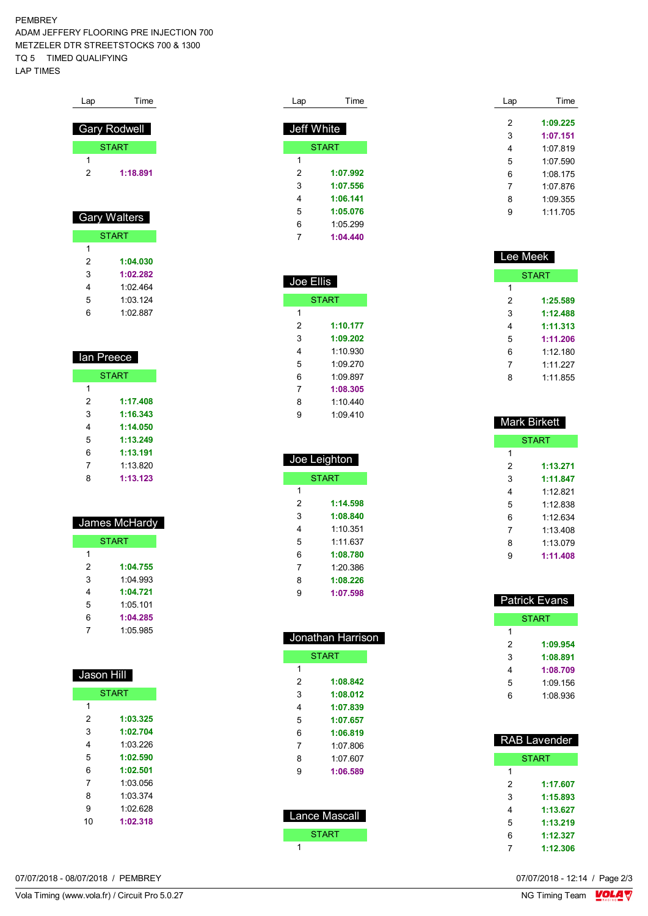PEMBREY
ADAM JEFFERY FLOORING PRE INJECTION 700
METZELER DTR STREETSTOCKS 700 & 1300
TQ 5 TIMED QUALIFYING
LAP TIMES

### Gary Rodwell

| Lap | Time |
|---|---|
| START | |
| 1 | |
| 2 | 1:18.891 |

### Gary Walters

| Lap | Time |
|---|---|
| START | |
| 1 | |
| 2 | 1:04.030 |
| 3 | 1:02.282 |
| 4 | 1:02.464 |
| 5 | 1:03.124 |
| 6 | 1:02.887 |

### Ian Preece

| Lap | Time |
|---|---|
| START | |
| 1 | |
| 2 | 1:17.408 |
| 3 | 1:16.343 |
| 4 | 1:14.050 |
| 5 | 1:13.249 |
| 6 | 1:13.191 |
| 7 | 1:13.820 |
| 8 | 1:13.123 |

### James McHardy

| Lap | Time |
|---|---|
| START | |
| 1 | |
| 2 | 1:04.755 |
| 3 | 1:04.993 |
| 4 | 1:04.721 |
| 5 | 1:05.101 |
| 6 | 1:04.285 |
| 7 | 1:05.985 |

### Jason Hill

| Lap | Time |
|---|---|
| START | |
| 1 | |
| 2 | 1:03.325 |
| 3 | 1:02.704 |
| 4 | 1:03.226 |
| 5 | 1:02.590 |
| 6 | 1:02.501 |
| 7 | 1:03.056 |
| 8 | 1:03.374 |
| 9 | 1:02.628 |
| 10 | 1:02.318 |

### Jeff White

| Lap | Time |
|---|---|
| START | |
| 1 | |
| 2 | 1:07.992 |
| 3 | 1:07.556 |
| 4 | 1:06.141 |
| 5 | 1:05.076 |
| 6 | 1:05.299 |
| 7 | 1:04.440 |

### Joe Ellis

| Lap | Time |
|---|---|
| START | |
| 1 | |
| 2 | 1:10.177 |
| 3 | 1:09.202 |
| 4 | 1:10.930 |
| 5 | 1:09.270 |
| 6 | 1:09.897 |
| 7 | 1:08.305 |
| 8 | 1:10.440 |
| 9 | 1:09.410 |

### Joe Leighton

| Lap | Time |
|---|---|
| START | |
| 1 | |
| 2 | 1:14.598 |
| 3 | 1:08.840 |
| 4 | 1:10.351 |
| 5 | 1:11.637 |
| 6 | 1:08.780 |
| 7 | 1:20.386 |
| 8 | 1:08.226 |
| 9 | 1:07.598 |

### Jonathan Harrison

| Lap | Time |
|---|---|
| START | |
| 1 | |
| 2 | 1:08.842 |
| 3 | 1:08.012 |
| 4 | 1:07.839 |
| 5 | 1:07.657 |
| 6 | 1:06.819 |
| 7 | 1:07.806 |
| 8 | 1:07.607 |
| 9 | 1:06.589 |

### Lance Mascall

| Lap | Time |
|---|---|
| START | |
| 1 | |
| 2 | 1:09.225 |
| 3 | 1:07.151 |
| 4 | 1:07.819 |
| 5 | 1:07.590 |
| 6 | 1:08.175 |
| 7 | 1:07.876 |
| 8 | 1:09.355 |
| 9 | 1:11.705 |

### Lee Meek

| Lap | Time |
|---|---|
| START | |
| 1 | |
| 2 | 1:25.589 |
| 3 | 1:12.488 |
| 4 | 1:11.313 |
| 5 | 1:11.206 |
| 6 | 1:12.180 |
| 7 | 1:11.227 |
| 8 | 1:11.855 |

### Mark Birkett

| Lap | Time |
|---|---|
| START | |
| 1 | |
| 2 | 1:13.271 |
| 3 | 1:11.847 |
| 4 | 1:12.821 |
| 5 | 1:12.838 |
| 6 | 1:12.634 |
| 7 | 1:13.408 |
| 8 | 1:13.079 |
| 9 | 1:11.408 |

### Patrick Evans

| Lap | Time |
|---|---|
| START | |
| 1 | |
| 2 | 1:09.954 |
| 3 | 1:08.891 |
| 4 | 1:08.709 |
| 5 | 1:09.156 |
| 6 | 1:08.936 |

### RAB Lavender

| Lap | Time |
|---|---|
| START | |
| 1 | |
| 2 | 1:17.607 |
| 3 | 1:15.893 |
| 4 | 1:13.627 |
| 5 | 1:13.219 |
| 6 | 1:12.327 |
| 7 | 1:12.306 |

07/07/2018 - 08/07/2018 / PEMBREY

07/07/2018 - 12:14

Vola Timing (www.vola.fr) / Circuit Pro 5.0.27

NG Timing Team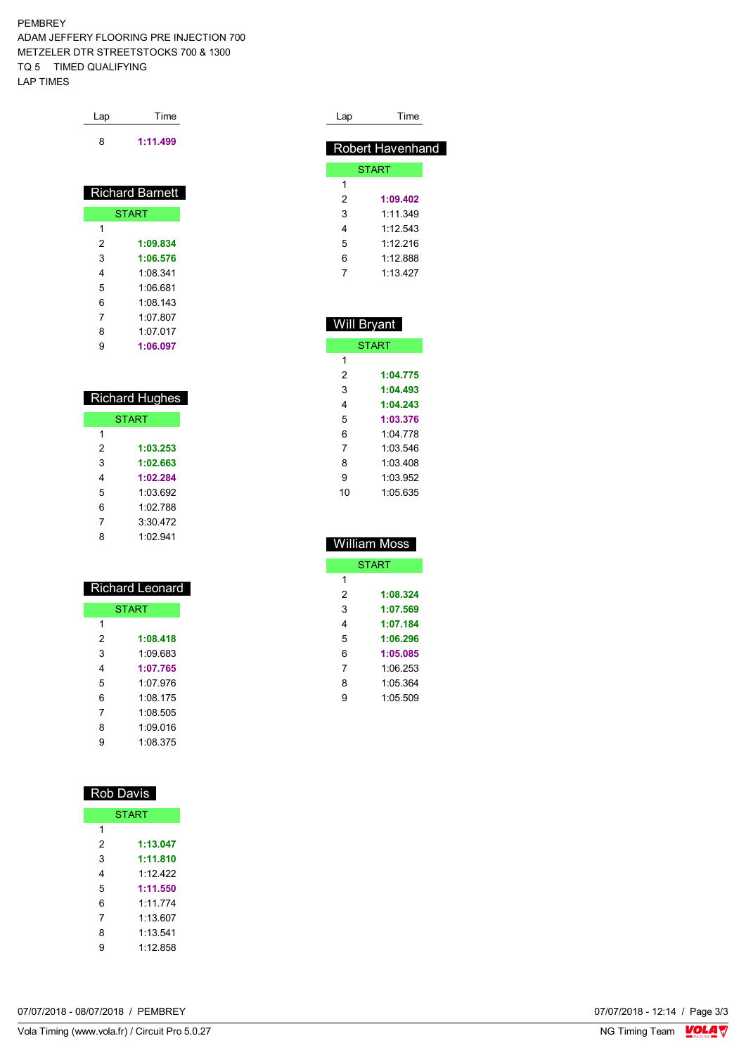PEMBREY
ADAM JEFFERY FLOORING PRE INJECTION 700
METZELER DTR STREETSTOCKS 700 & 1300
TQ 5 TIMED QUALIFYING
LAP TIMES

| Lap | Time |
|---|---|
| 8 | **1:11.499** |

## Richard Barnett

| Lap | Time |
|---|---|
| START | |
| 1 | |
| 2 | **1:09.834** |
| 3 | **1:06.576** |
| 4 | 1:08.341 |
| 5 | 1:06.681 |
| 6 | 1:08.143 |
| 7 | 1:07.807 |
| 8 | 1:07.017 |
| 9 | **1:06.097** |

## Richard Hughes

| Lap | Time |
|---|---|
| START | |
| 1 | |
| 2 | **1:03.253** |
| 3 | **1:02.663** |
| 4 | **1:02.284** |
| 5 | 1:03.692 |
| 6 | 1:02.788 |
| 7 | 3:30.472 |
| 8 | 1:02.941 |

## Richard Leonard

| Lap | Time |
|---|---|
| START | |
| 1 | |
| 2 | **1:08.418** |
| 3 | 1:09.683 |
| 4 | **1:07.765** |
| 5 | 1:07.976 |
| 6 | 1:08.175 |
| 7 | 1:08.505 |
| 8 | 1:09.016 |
| 9 | 1:08.375 |

## Rob Davis

| Lap | Time |
|---|---|
| START | |
| 1 | |
| 2 | **1:13.047** |
| 3 | **1:11.810** |
| 4 | 1:12.422 |
| 5 | **1:11.550** |
| 6 | 1:11.774 |
| 7 | 1:13.607 |
| 8 | 1:13.541 |
| 9 | 1:12.858 |

## Robert Havenhand

| Lap | Time |
|---|---|
| START | |
| 1 | |
| 2 | **1:09.402** |
| 3 | 1:11.349 |
| 4 | 1:12.543 |
| 5 | 1:12.216 |
| 6 | 1:12.888 |
| 7 | 1:13.427 |

## Will Bryant

| Lap | Time |
|---|---|
| START | |
| 1 | |
| 2 | **1:04.775** |
| 3 | **1:04.493** |
| 4 | **1:04.243** |
| 5 | **1:03.376** |
| 6 | 1:04.778 |
| 7 | 1:03.546 |
| 8 | 1:03.408 |
| 9 | 1:03.952 |
| 10 | 1:05.635 |

## William Moss

| Lap | Time |
|---|---|
| START | |
| 1 | |
| 2 | **1:08.324** |
| 3 | **1:07.569** |
| 4 | **1:07.184** |
| 5 | **1:06.296** |
| 6 | **1:05.085** |
| 7 | 1:06.253 |
| 8 | 1:05.364 |
| 9 | 1:05.509 |

07/07/2018 - 08/07/2018 / PEMBREY

07/07/2018 - 12:14

Vola Timing (www.vola.fr) / Circuit Pro 5.0.27

NG Timing Team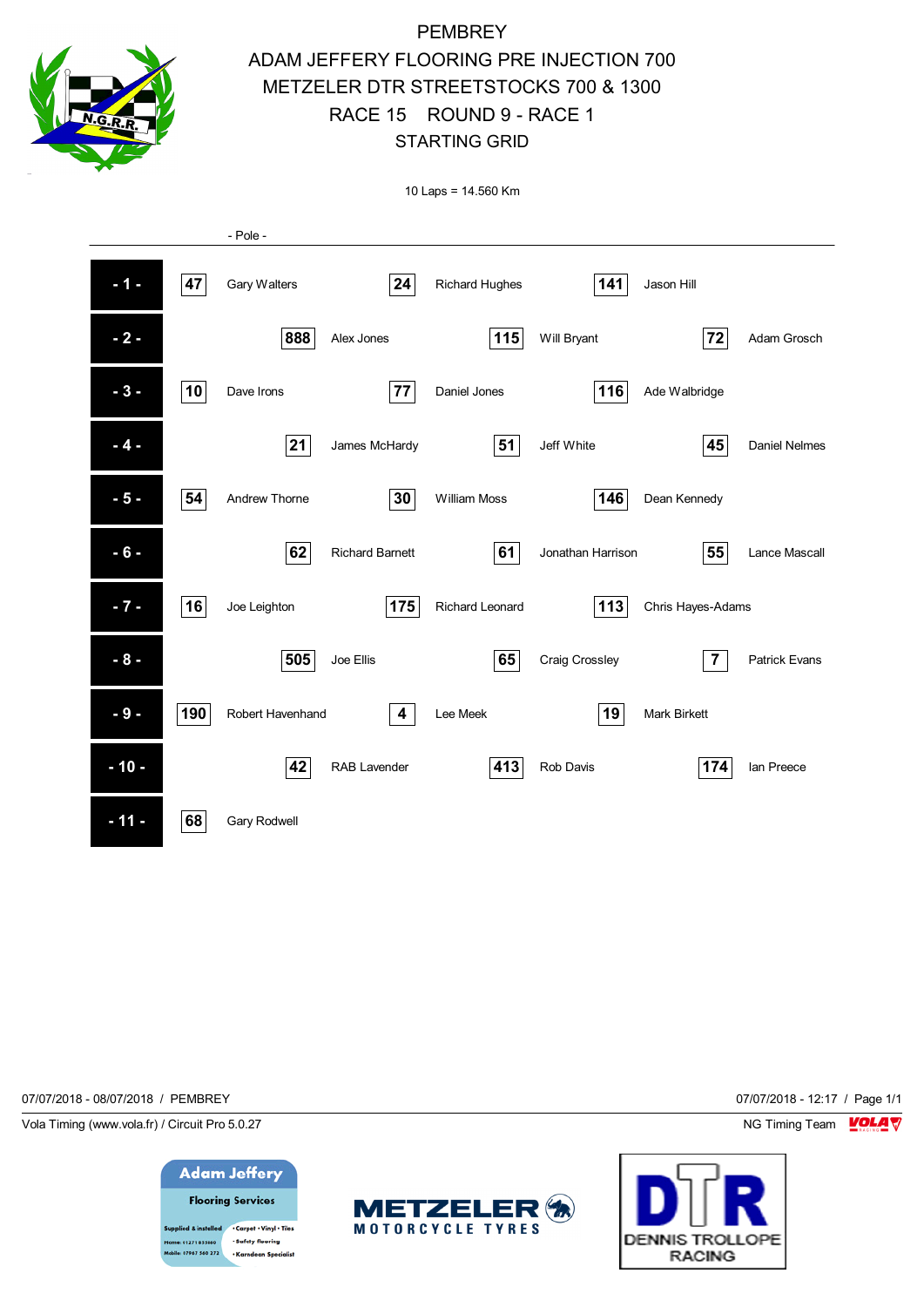# PEMBREY
## ADAM JEFFERY FLOORING PRE INJECTION 700
## METZELER DTR STREETSTOCKS 700 & 1300
## RACE 15 ROUND 9 - RACE 1
## STARTING GRID

10 Laps = 14.560 Km

- Pole -

| Row | No. | Driver | No. | Driver | No. | Driver |
|---|---|---|---|---|---|---|
| - 1 - | 47 | Gary Walters | 24 | Richard Hughes | 141 | Jason Hill |
| - 2 - | 888 | Alex Jones | 115 | Will Bryant | 72 | Adam Grosch |
| - 3 - | 10 | Dave Irons | 77 | Daniel Jones | 116 | Ade Walbridge |
| - 4 - | 21 | James McHardy | 51 | Jeff White | 45 | Daniel Nelmes |
| - 5 - | 54 | Andrew Thorne | 30 | William Moss | 146 | Dean Kennedy |
| - 6 - | 62 | Richard Barnett | 61 | Jonathan Harrison | 55 | Lance Mascall |
| - 7 - | 16 | Joe Leighton | 175 | Richard Leonard | 113 | Chris Hayes-Adams |
| - 8 - | 505 | Joe Ellis | 65 | Craig Crossley | 7 | Patrick Evans |
| - 9 - | 190 | Robert Havenhand | 4 | Lee Meek | 19 | Mark Birkett |
| - 10 - | 42 | RAB Lavender | 413 | Rob Davis | 174 | Ian Preece |
| - 11 - | 68 | Gary Rodwell | | | | |

07/07/2018 - 08/07/2018 / PEMBREY

07/07/2018 - 12:17 / Page 1/1

Vola Timing (www.vola.fr) / Circuit Pro 5.0.27

NG Timing Team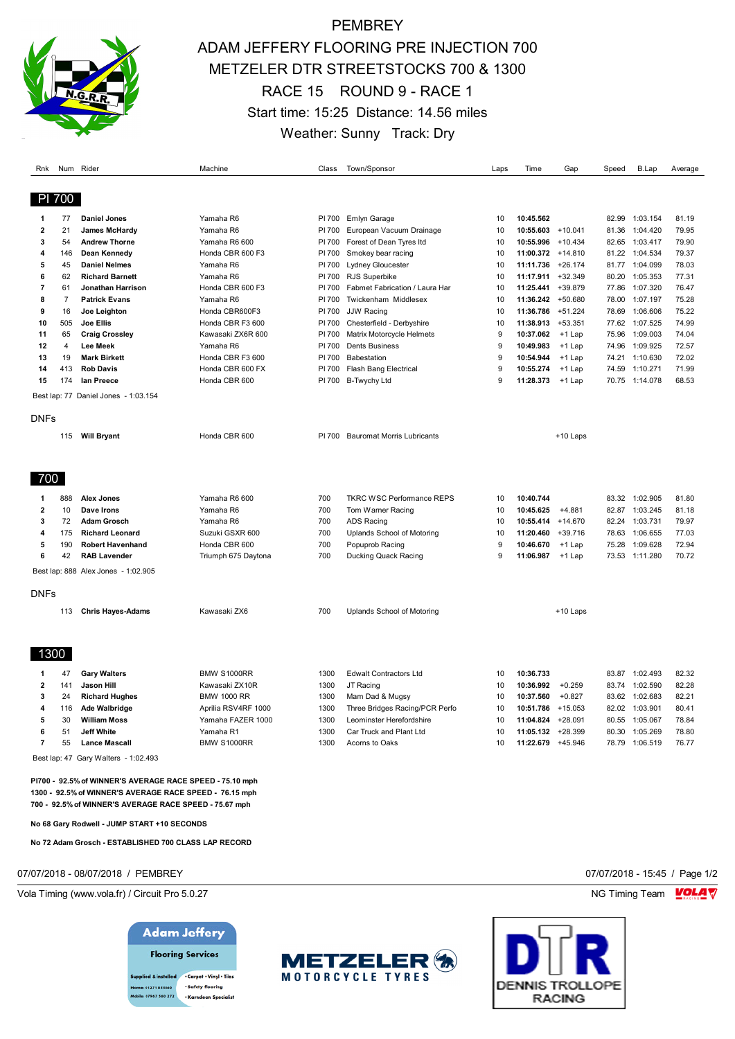# PEMBREY

## ADAM JEFFERY FLOORING PRE INJECTION 700
## METZELER DTR STREETSTOCKS 700 & 1300
## RACE 15 ROUND 9 - RACE 1

Start time: 15:25 Distance: 14.56 miles

Weather: Sunny Track: Dry

### PI 700

| Rnk | Num | Rider | Machine | Class | Town/Sponsor | Laps | Time | Gap | Speed | B.Lap | Average |
|---|---|---|---|---|---|---|---|---|---|---|---|
| 1 | 77 | **Daniel Jones** | Yamaha R6 | PI 700 | Emlyn Garage | 10 | **10:45.562** | | 82.99 | 1:03.154 | 81.19 |
| 2 | 21 | **James McHardy** | Yamaha R6 | PI 700 | European Vacuum Drainage | 10 | **10:55.603** | +10.041 | 81.36 | 1:04.420 | 79.95 |
| 3 | 54 | **Andrew Thorne** | Yamaha R6 600 | PI 700 | Forest of Dean Tyres ltd | 10 | **10:55.996** | +10.434 | 82.65 | 1:03.417 | 79.90 |
| 4 | 146 | **Dean Kennedy** | Honda CBR 600 F3 | PI 700 | Smokey bear racing | 10 | **11:00.372** | +14.810 | 81.22 | 1:04.534 | 79.37 |
| 5 | 45 | **Daniel Nelmes** | Yamaha R6 | PI 700 | Lydney Gloucester | 10 | **11:11.736** | +26.174 | 81.77 | 1:04.099 | 78.03 |
| 6 | 62 | **Richard Barnett** | Yamaha R6 | PI 700 | RJS Superbike | 10 | **11:17.911** | +32.349 | 80.20 | 1:05.353 | 77.31 |
| 7 | 61 | **Jonathan Harrison** | Honda CBR 600 F3 | PI 700 | Fabmet Fabrication / Laura Har | 10 | **11:25.441** | +39.879 | 77.86 | 1:07.320 | 76.47 |
| 8 | 7 | **Patrick Evans** | Yamaha R6 | PI 700 | Twickenham Middlesex | 10 | **11:36.242** | +50.680 | 78.00 | 1:07.197 | 75.28 |
| 9 | 16 | **Joe Leighton** | Honda CBR600F3 | PI 700 | JJW Racing | 10 | **11:36.786** | +51.224 | 78.69 | 1:06.606 | 75.22 |
| 10 | 505 | **Joe Ellis** | Honda CBR F3 600 | PI 700 | Chesterfield - Derbyshire | 10 | **11:38.913** | +53.351 | 77.62 | 1:07.525 | 74.99 |
| 11 | 65 | **Craig Crossley** | Kawasaki ZX6R 600 | PI 700 | Matrix Motorcycle Helmets | 9 | **10:37.062** | +1 Lap | 75.96 | 1:09.003 | 74.04 |
| 12 | 4 | **Lee Meek** | Yamaha R6 | PI 700 | Dents Business | 9 | **10:49.983** | +1 Lap | 74.96 | 1:09.925 | 72.57 |
| 13 | 19 | **Mark Birkett** | Honda CBR F3 600 | PI 700 | Babestation | 9 | **10:54.944** | +1 Lap | 74.21 | 1:10.630 | 72.02 |
| 14 | 413 | **Rob Davis** | Honda CBR 600 FX | PI 700 | Flash Bang Electrical | 9 | **10:55.274** | +1 Lap | 74.59 | 1:10.271 | 71.99 |
| 15 | 174 | **Ian Preece** | Honda CBR 600 | PI 700 | B-Twychy Ltd | 9 | **11:28.373** | +1 Lap | 70.75 | 1:14.078 | 68.53 |

Best lap: 77 Daniel Jones - 1:03.154

DNFs

| Rnk | Num | Rider | Machine | Class | Town/Sponsor | Laps | Time | Gap | Speed | B.Lap | Average |
|---|---|---|---|---|---|---|---|---|---|---|---|
| | 115 | **Will Bryant** | Honda CBR 600 | PI 700 | Bauromat Morris Lubricants | | | +10 Laps | | | |

### 700

| Rnk | Num | Rider | Machine | Class | Town/Sponsor | Laps | Time | Gap | Speed | B.Lap | Average |
|---|---|---|---|---|---|---|---|---|---|---|---|
| 1 | 888 | **Alex Jones** | Yamaha R6 600 | 700 | TKRC WSC Performance REPS | 10 | **10:40.744** | | 83.32 | 1:02.905 | 81.80 |
| 2 | 10 | **Dave Irons** | Yamaha R6 | 700 | Tom Warner Racing | 10 | **10:45.625** | +4.881 | 82.87 | 1:03.245 | 81.18 |
| 3 | 72 | **Adam Grosch** | Yamaha R6 | 700 | ADS Racing | 10 | **10:55.414** | +14.670 | 82.24 | 1:03.731 | 79.97 |
| 4 | 175 | **Richard Leonard** | Suzuki GSXR 600 | 700 | Uplands School of Motoring | 10 | **11:20.460** | +39.716 | 78.63 | 1:06.655 | 77.03 |
| 5 | 190 | **Robert Havenhand** | Honda CBR 600 | 700 | Popuprob Racing | 9 | **10:46.670** | +1 Lap | 75.28 | 1:09.628 | 72.94 |
| 6 | 42 | **RAB Lavender** | Triumph 675 Daytona | 700 | Ducking Quack Racing | 9 | **11:06.987** | +1 Lap | 73.53 | 1:11.280 | 70.72 |

Best lap: 888 Alex Jones - 1:02.905

DNFs

| Rnk | Num | Rider | Machine | Class | Town/Sponsor | Laps | Time | Gap | Speed | B.Lap | Average |
|---|---|---|---|---|---|---|---|---|---|---|---|
| | 113 | **Chris Hayes-Adams** | Kawasaki ZX6 | 700 | Uplands School of Motoring | | | +10 Laps | | | |

### 1300

| Rnk | Num | Rider | Machine | Class | Town/Sponsor | Laps | Time | Gap | Speed | B.Lap | Average |
|---|---|---|---|---|---|---|---|---|---|---|---|
| 1 | 47 | **Gary Walters** | BMW S1000RR | 1300 | Edwalt Contractors Ltd | 10 | **10:36.733** | | 83.87 | 1:02.493 | 82.32 |
| 2 | 141 | **Jason Hill** | Kawasaki ZX10R | 1300 | JT Racing | 10 | **10:36.992** | +0.259 | 83.74 | 1:02.590 | 82.28 |
| 3 | 24 | **Richard Hughes** | BMW 1000 RR | 1300 | Mam Dad & Mugsy | 10 | **10:37.560** | +0.827 | 83.62 | 1:02.683 | 82.21 |
| 4 | 116 | **Ade Walbridge** | Aprilia RSV4RF 1000 | 1300 | Three Bridges Racing/PCR Perfo | 10 | **10:51.786** | +15.053 | 82.02 | 1:03.901 | 80.41 |
| 5 | 30 | **William Moss** | Yamaha FAZER 1000 | 1300 | Leominster Herefordshire | 10 | **11:04.824** | +28.091 | 80.55 | 1:05.067 | 78.84 |
| 6 | 51 | **Jeff White** | Yamaha R1 | 1300 | Car Truck and Plant Ltd | 10 | **11:05.132** | +28.399 | 80.30 | 1:05.269 | 78.80 |
| 7 | 55 | **Lance Mascall** | BMW S1000RR | 1300 | Acorns to Oaks | 10 | **11:22.679** | +45.946 | 78.79 | 1:06.519 | 76.77 |

Best lap: 47 Gary Walters - 1:02.493

**PI700 - 92.5% of WINNER'S AVERAGE RACE SPEED - 75.10 mph**
**1300 - 92.5% of WINNER'S AVERAGE RACE SPEED - 76.15 mph**
**700 - 92.5% of WINNER'S AVERAGE RACE SPEED - 75.67 mph**

**No 68 Gary Rodwell - JUMP START +10 SECONDS**

**No 72 Adam Grosch - ESTABLISHED 700 CLASS LAP RECORD**

07/07/2018 - 08/07/2018 / PEMBREY 07/07/2018 - 15:45

Vola Timing (www.vola.fr) / Circuit Pro 5.0.27 NG Timing Team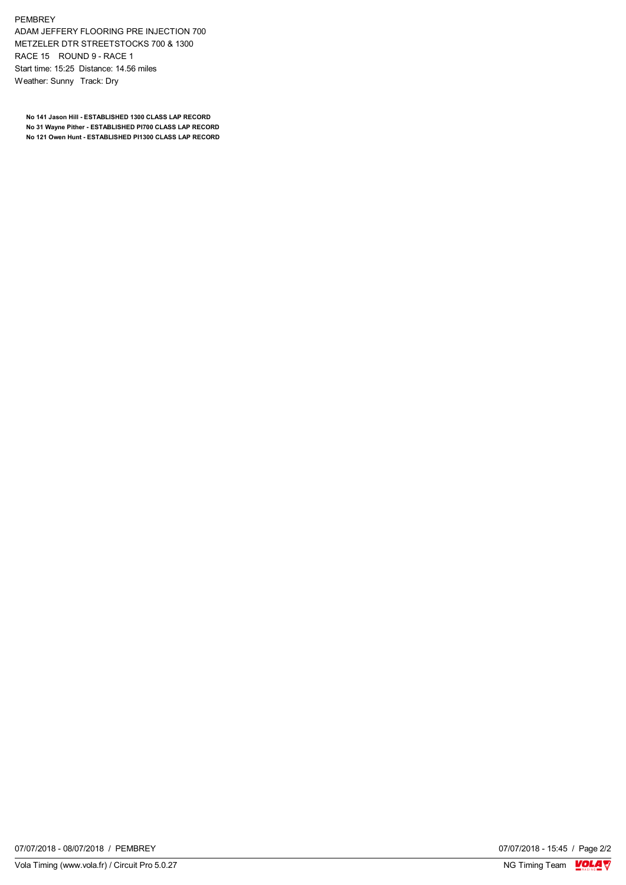PEMBREY
ADAM JEFFERY FLOORING PRE INJECTION 700
METZELER DTR STREETSTOCKS 700 & 1300
RACE 15 ROUND 9 - RACE 1
Start time: 15:25 Distance: 14.56 miles
Weather: Sunny Track: Dry

**No 141 Jason Hill - ESTABLISHED 1300 CLASS LAP RECORD**
**No 31 Wayne Pither - ESTABLISHED PI700 CLASS LAP RECORD**
**No 121 Owen Hunt - ESTABLISHED PI1300 CLASS LAP RECORD**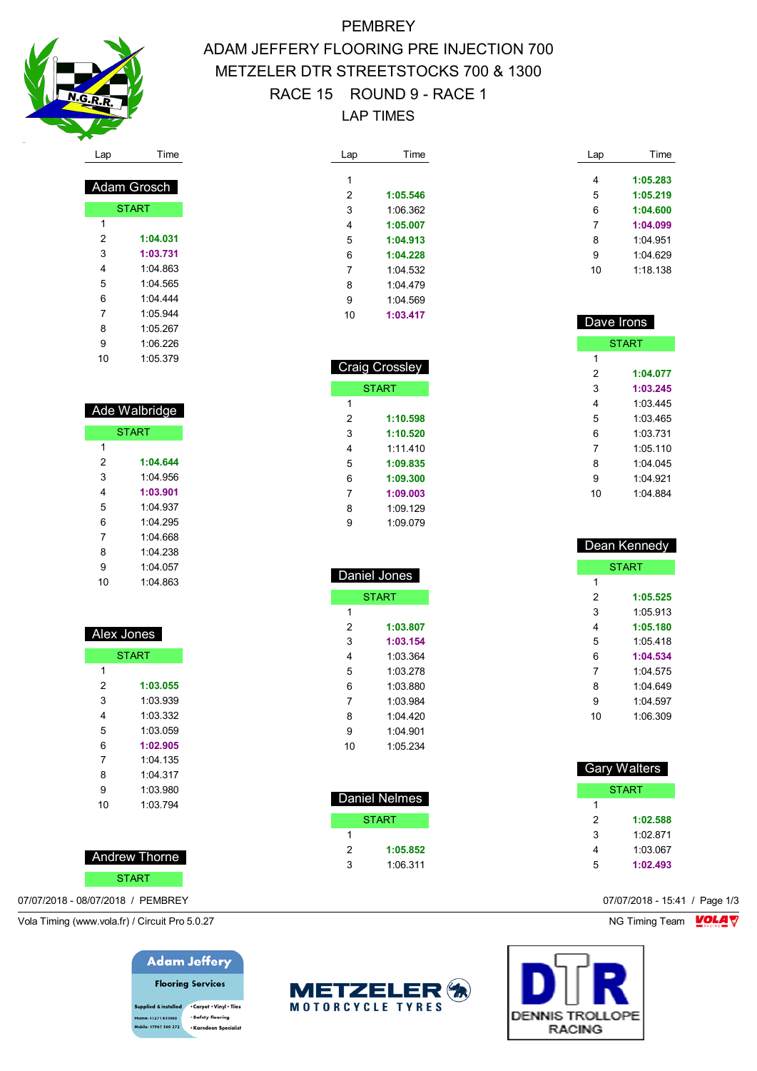# PEMBREY

## ADAM JEFFERY FLOORING PRE INJECTION 700
## METZELER DTR STREETSTOCKS 700 & 1300
## RACE 15 ROUND 9 - RACE 1
## LAP TIMES

### Adam Grosch

| Lap | Time |
|---|---|
| START | |
| 1 | |
| 2 | **1:04.031** |
| 3 | **1:03.731** |
| 4 | 1:04.863 |
| 5 | 1:04.565 |
| 6 | 1:04.444 |
| 7 | 1:05.944 |
| 8 | 1:05.267 |
| 9 | 1:06.226 |
| 10 | 1:05.379 |

### Ade Walbridge

| Lap | Time |
|---|---|
| START | |
| 1 | |
| 2 | **1:04.644** |
| 3 | 1:04.956 |
| 4 | **1:03.901** |
| 5 | 1:04.937 |
| 6 | 1:04.295 |
| 7 | 1:04.668 |
| 8 | 1:04.238 |
| 9 | 1:04.057 |
| 10 | 1:04.863 |

### Alex Jones

| Lap | Time |
|---|---|
| START | |
| 1 | |
| 2 | **1:03.055** |
| 3 | 1:03.939 |
| 4 | 1:03.332 |
| 5 | 1:03.059 |
| 6 | **1:02.905** |
| 7 | 1:04.135 |
| 8 | 1:04.317 |
| 9 | 1:03.980 |
| 10 | 1:03.794 |

### Andrew Thorne

| Lap | Time |
|---|---|
| START | |
| 1 | |
| 2 | **1:05.546** |
| 3 | 1:06.362 |
| 4 | **1:05.007** |
| 5 | **1:04.913** |
| 6 | **1:04.228** |
| 7 | 1:04.532 |
| 8 | 1:04.479 |
| 9 | 1:04.569 |
| 10 | **1:03.417** |

### Craig Crossley

| Lap | Time |
|---|---|
| START | |
| 1 | |
| 2 | **1:10.598** |
| 3 | **1:10.520** |
| 4 | 1:11.410 |
| 5 | **1:09.835** |
| 6 | **1:09.300** |
| 7 | **1:09.003** |
| 8 | 1:09.129 |
| 9 | 1:09.079 |

### Daniel Jones

| Lap | Time |
|---|---|
| START | |
| 1 | |
| 2 | **1:03.807** |
| 3 | **1:03.154** |
| 4 | 1:03.364 |
| 5 | 1:03.278 |
| 6 | 1:03.880 |
| 7 | 1:03.984 |
| 8 | 1:04.420 |
| 9 | 1:04.901 |
| 10 | 1:05.234 |

### Daniel Nelmes

| Lap | Time |
|---|---|
| START | |
| 1 | |
| 2 | **1:05.852** |
| 3 | 1:06.311 |
| 4 | **1:05.283** |
| 5 | **1:05.219** |
| 6 | **1:04.600** |
| 7 | **1:04.099** |
| 8 | 1:04.951 |
| 9 | 1:04.629 |
| 10 | 1:18.138 |

### Dave Irons

| Lap | Time |
|---|---|
| START | |
| 1 | |
| 2 | **1:04.077** |
| 3 | **1:03.245** |
| 4 | 1:03.445 |
| 5 | 1:03.465 |
| 6 | 1:03.731 |
| 7 | 1:05.110 |
| 8 | 1:04.045 |
| 9 | 1:04.921 |
| 10 | 1:04.884 |

### Dean Kennedy

| Lap | Time |
|---|---|
| START | |
| 1 | |
| 2 | **1:05.525** |
| 3 | 1:05.913 |
| 4 | **1:05.180** |
| 5 | 1:05.418 |
| 6 | **1:04.534** |
| 7 | 1:04.575 |
| 8 | 1:04.649 |
| 9 | 1:04.597 |
| 10 | 1:06.309 |

### Gary Walters

| Lap | Time |
|---|---|
| START | |
| 1 | |
| 2 | **1:02.588** |
| 3 | 1:02.871 |
| 4 | 1:03.067 |
| 5 | **1:02.493** |

07/07/2018 - 08/07/2018 / PEMBREY

07/07/2018 - 15:41

Vola Timing (www.vola.fr) / Circuit Pro 5.0.27

NG Timing Team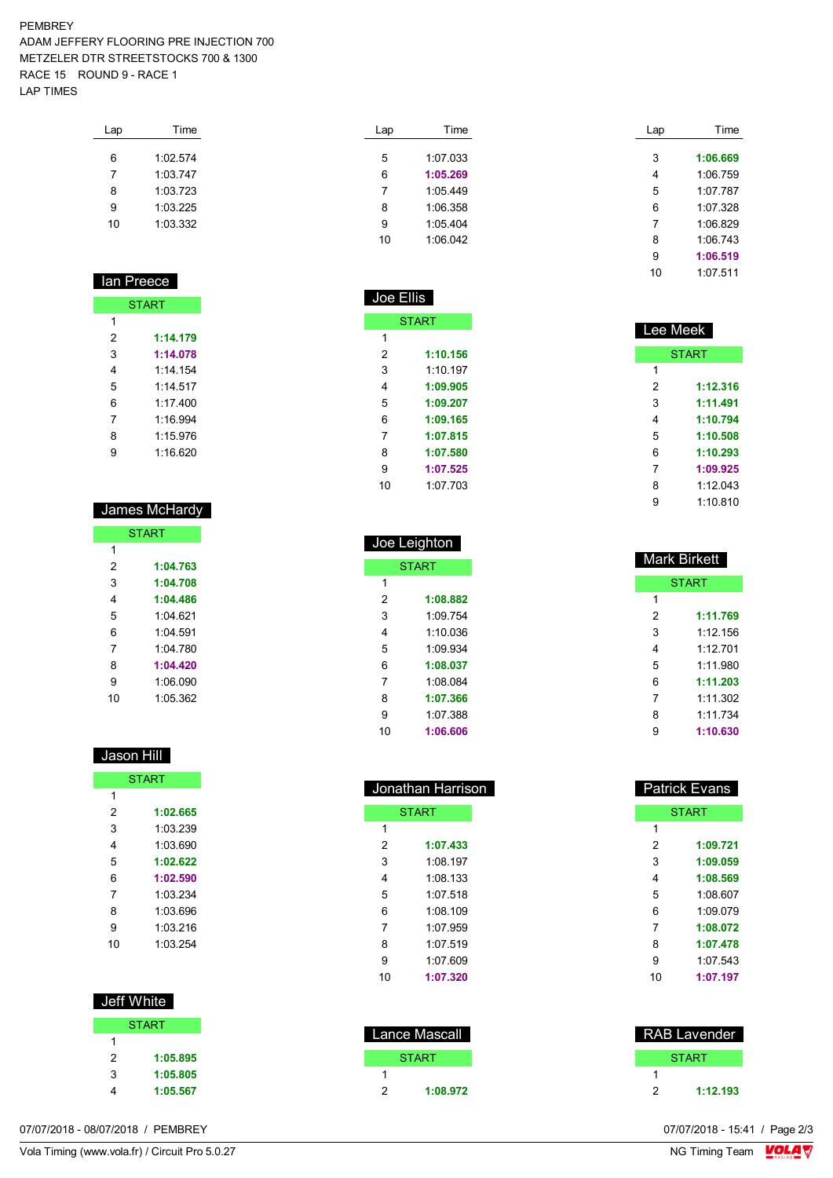PEMBREY
ADAM JEFFERY FLOORING PRE INJECTION 700
METZELER DTR STREETSTOCKS 700 & 1300
RACE 15 ROUND 9 - RACE 1
LAP TIMES

| Lap | Time |
|---|---|
| 6 | 1:02.574 |
| 7 | 1:03.747 |
| 8 | 1:03.723 |
| 9 | 1:03.225 |
| 10 | 1:03.332 |

## Ian Preece

| Lap | Time |
|---|---|
| START | |
| 1 | |
| 2 | **1:14.179** |
| 3 | **1:14.078** |
| 4 | 1:14.154 |
| 5 | 1:14.517 |
| 6 | 1:17.400 |
| 7 | 1:16.994 |
| 8 | 1:15.976 |
| 9 | 1:16.620 |

## James McHardy

| Lap | Time |
|---|---|
| START | |
| 1 | |
| 2 | **1:04.763** |
| 3 | **1:04.708** |
| 4 | **1:04.486** |
| 5 | 1:04.621 |
| 6 | 1:04.591 |
| 7 | 1:04.780 |
| 8 | **1:04.420** |
| 9 | 1:06.090 |
| 10 | 1:05.362 |

## Jason Hill

| Lap | Time |
|---|---|
| START | |
| 1 | |
| 2 | **1:02.665** |
| 3 | 1:03.239 |
| 4 | 1:03.690 |
| 5 | **1:02.622** |
| 6 | **1:02.590** |
| 7 | 1:03.234 |
| 8 | 1:03.696 |
| 9 | 1:03.216 |
| 10 | 1:03.254 |

## Jeff White

| Lap | Time |
|---|---|
| START | |
| 1 | |
| 2 | **1:05.895** |
| 3 | **1:05.805** |
| 4 | **1:05.567** |

| Lap | Time |
|---|---|
| 5 | 1:07.033 |
| 6 | **1:05.269** |
| 7 | 1:05.449 |
| 8 | 1:06.358 |
| 9 | 1:05.404 |
| 10 | 1:06.042 |

## Joe Ellis

| Lap | Time |
|---|---|
| START | |
| 1 | |
| 2 | **1:10.156** |
| 3 | 1:10.197 |
| 4 | **1:09.905** |
| 5 | **1:09.207** |
| 6 | **1:09.165** |
| 7 | **1:07.815** |
| 8 | **1:07.580** |
| 9 | **1:07.525** |
| 10 | 1:07.703 |

## Joe Leighton

| Lap | Time |
|---|---|
| START | |
| 1 | |
| 2 | **1:08.882** |
| 3 | 1:09.754 |
| 4 | 1:10.036 |
| 5 | 1:09.934 |
| 6 | **1:08.037** |
| 7 | 1:08.084 |
| 8 | **1:07.366** |
| 9 | 1:07.388 |
| 10 | **1:06.606** |

## Jonathan Harrison

| Lap | Time |
|---|---|
| START | |
| 1 | |
| 2 | **1:07.433** |
| 3 | 1:08.197 |
| 4 | 1:08.133 |
| 5 | 1:07.518 |
| 6 | 1:08.109 |
| 7 | 1:07.959 |
| 8 | 1:07.519 |
| 9 | 1:07.609 |
| 10 | **1:07.320** |

## Lance Mascall

| Lap | Time |
|---|---|
| START | |
| 1 | |
| 2 | **1:08.972** |

| Lap | Time |
|---|---|
| 3 | **1:06.669** |
| 4 | 1:06.759 |
| 5 | 1:07.787 |
| 6 | 1:07.328 |
| 7 | 1:06.829 |
| 8 | 1:06.743 |
| 9 | **1:06.519** |
| 10 | 1:07.511 |

## Lee Meek

| Lap | Time |
|---|---|
| START | |
| 1 | |
| 2 | **1:12.316** |
| 3 | **1:11.491** |
| 4 | **1:10.794** |
| 5 | **1:10.508** |
| 6 | **1:10.293** |
| 7 | **1:09.925** |
| 8 | 1:12.043 |
| 9 | 1:10.810 |

## Mark Birkett

| Lap | Time |
|---|---|
| START | |
| 1 | |
| 2 | **1:11.769** |
| 3 | 1:12.156 |
| 4 | 1:12.701 |
| 5 | 1:11.980 |
| 6 | **1:11.203** |
| 7 | 1:11.302 |
| 8 | 1:11.734 |
| 9 | **1:10.630** |

## Patrick Evans

| Lap | Time |
|---|---|
| START | |
| 1 | |
| 2 | **1:09.721** |
| 3 | **1:09.059** |
| 4 | **1:08.569** |
| 5 | 1:08.607 |
| 6 | 1:09.079 |
| 7 | **1:08.072** |
| 8 | **1:07.478** |
| 9 | 1:07.543 |
| 10 | **1:07.197** |

## RAB Lavender

| Lap | Time |
|---|---|
| START | |
| 1 | |
| 2 | **1:12.193** |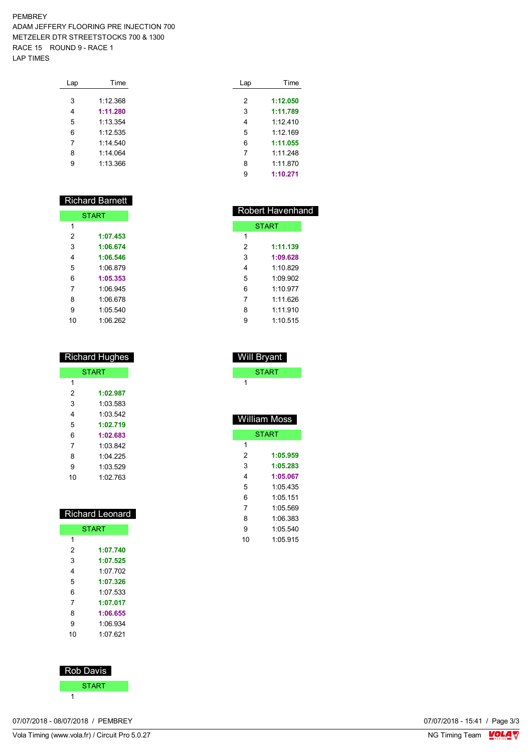PEMBREY
ADAM JEFFERY FLOORING PRE INJECTION 700
METZELER DTR STREETSTOCKS 700 & 1300
RACE 15 ROUND 9 - RACE 1
LAP TIMES

| Lap | Time |
|---|---|
| 3 | 1:12.368 |
| 4 | **1:11.280** |
| 5 | 1:13.354 |
| 6 | 1:12.535 |
| 7 | 1:14.540 |
| 8 | 1:14.064 |
| 9 | 1:13.366 |

| Lap | Time |
|---|---|
| 2 | **1:12.050** |
| 3 | **1:11.789** |
| 4 | 1:12.410 |
| 5 | 1:12.169 |
| 6 | **1:11.055** |
| 7 | 1:11.248 |
| 8 | 1:11.870 |
| 9 | **1:10.271** |

## Richard Barnett

| Lap | Time |
|---|---|
| START | |
| 1 | |
| 2 | **1:07.453** |
| 3 | **1:06.674** |
| 4 | **1:06.546** |
| 5 | 1:06.879 |
| 6 | **1:05.353** |
| 7 | 1:06.945 |
| 8 | 1:06.678 |
| 9 | 1:05.540 |
| 10 | 1:06.262 |

## Richard Hughes

| Lap | Time |
|---|---|
| START | |
| 1 | |
| 2 | **1:02.987** |
| 3 | 1:03.583 |
| 4 | 1:03.542 |
| 5 | **1:02.719** |
| 6 | **1:02.683** |
| 7 | 1:03.842 |
| 8 | 1:04.225 |
| 9 | 1:03.529 |
| 10 | 1:02.763 |

## Richard Leonard

| Lap | Time |
|---|---|
| START | |
| 1 | |
| 2 | **1:07.740** |
| 3 | **1:07.525** |
| 4 | 1:07.702 |
| 5 | **1:07.326** |
| 6 | 1:07.533 |
| 7 | **1:07.017** |
| 8 | **1:06.655** |
| 9 | 1:06.934 |
| 10 | 1:07.621 |

## Rob Davis

| Lap | Time |
|---|---|
| START | |
| 1 | |

## Robert Havenhand

| Lap | Time |
|---|---|
| START | |
| 1 | |
| 2 | **1:11.139** |
| 3 | **1:09.628** |
| 4 | 1:10.829 |
| 5 | 1:09.902 |
| 6 | 1:10.977 |
| 7 | 1:11.626 |
| 8 | 1:11.910 |
| 9 | 1:10.515 |

## Will Bryant

| Lap | Time |
|---|---|
| START | |
| 1 | |

## William Moss

| Lap | Time |
|---|---|
| START | |
| 1 | |
| 2 | **1:05.959** |
| 3 | **1:05.283** |
| 4 | **1:05.067** |
| 5 | 1:05.435 |
| 6 | 1:05.151 |
| 7 | 1:05.569 |
| 8 | 1:06.383 |
| 9 | 1:05.540 |
| 10 | 1:05.915 |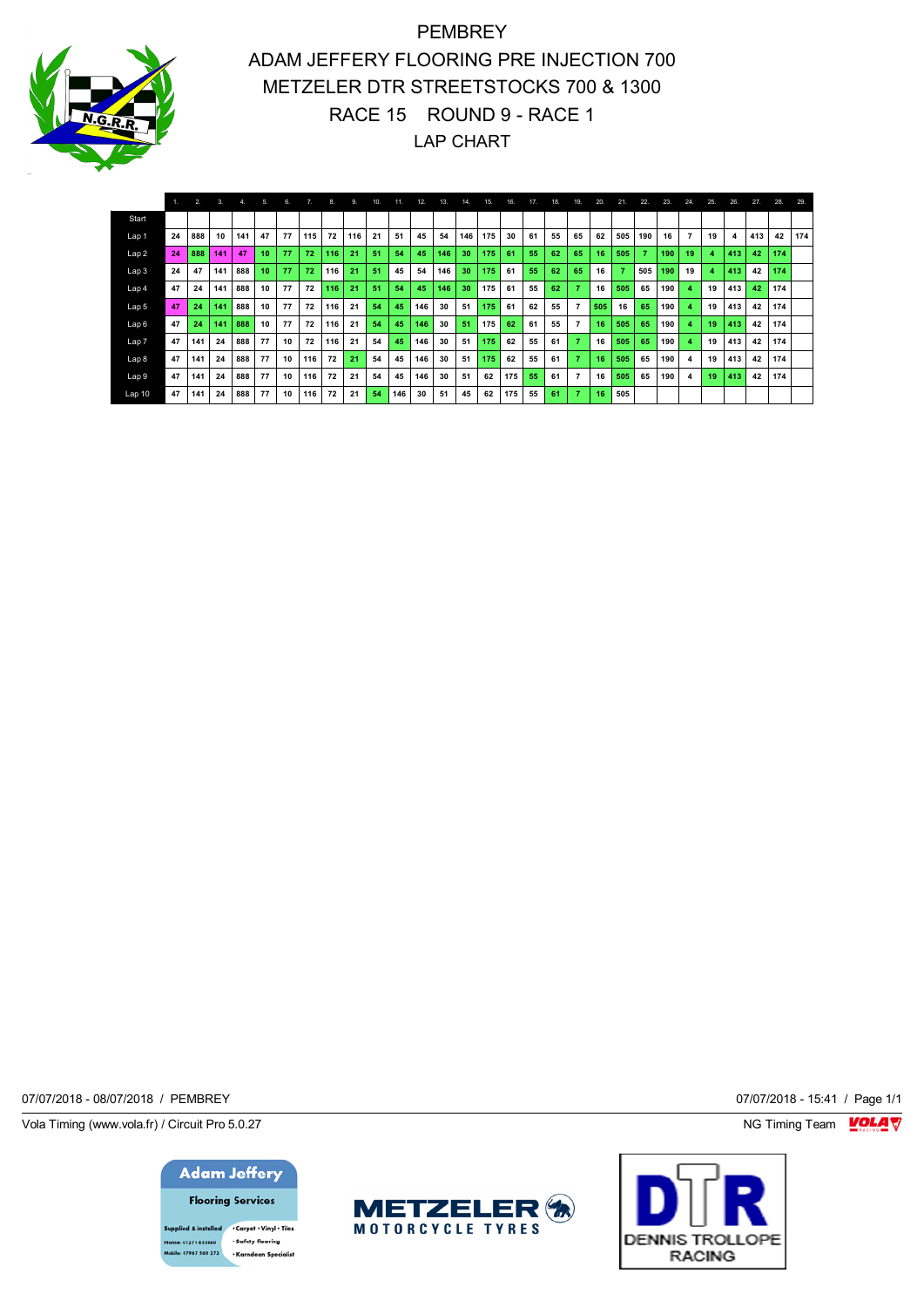# PEMBREY

## ADAM JEFFERY FLOORING PRE INJECTION 700
## METZELER DTR STREETSTOCKS 700 & 1300
## RACE 15 ROUND 9 - RACE 1
## LAP CHART

| | 1. | 2. | 3. | 4. | 5. | 6. | 7. | 8. | 9. | 10. | 11. | 12. | 13. | 14. | 15. | 16. | 17. | 18. | 19. | 20. | 21. | 22. | 23. | 24. | 25. | 26. | 27. | 28. | 29. |
|---|---|---|---|---|---|---|---|---|---|---|---|---|---|---|---|---|---|---|---|---|---|---|---|---|---|---|---|---|---|
| Start | | | | | | | | | | | | | | | | | | | | | | | | | | | | | |
| Lap 1 | 24 | 888 | 10 | 141 | 47 | 77 | 115 | 72 | 116 | 21 | 51 | 45 | 54 | 146 | 175 | 30 | 61 | 55 | 65 | 62 | 505 | 190 | 16 | 7 | 19 | 4 | 413 | 42 | 174 |
| Lap 2 | 24 | 888 | 141 | 47 | 10 | 77 | 72 | 116 | 21 | 51 | 54 | 45 | 146 | 30 | 175 | 61 | 55 | 62 | 65 | 16 | 505 | 7 | 190 | 19 | 4 | 413 | 42 | 174 | |
| Lap 3 | 24 | 47 | 141 | 888 | 10 | 77 | 72 | 116 | 21 | 51 | 45 | 54 | 146 | 30 | 175 | 61 | 55 | 62 | 65 | 16 | 7 | 505 | 190 | 19 | 4 | 413 | 42 | 174 | |
| Lap 4 | 47 | 24 | 141 | 888 | 10 | 77 | 72 | 116 | 21 | 51 | 54 | 45 | 146 | 30 | 175 | 61 | 55 | 62 | 7 | 16 | 505 | 65 | 190 | 4 | 19 | 413 | 42 | 174 | |
| Lap 5 | 47 | 24 | 141 | 888 | 10 | 77 | 72 | 116 | 21 | 54 | 45 | 146 | 30 | 51 | 175 | 61 | 62 | 55 | 7 | 505 | 16 | 65 | 190 | 4 | 19 | 413 | 42 | 174 | |
| Lap 6 | 47 | 24 | 141 | 888 | 10 | 77 | 72 | 116 | 21 | 54 | 45 | 146 | 30 | 51 | 175 | 62 | 61 | 55 | 7 | 16 | 505 | 65 | 190 | 4 | 19 | 413 | 42 | 174 | |
| Lap 7 | 47 | 141 | 24 | 888 | 77 | 10 | 72 | 116 | 21 | 54 | 45 | 146 | 30 | 51 | 175 | 62 | 55 | 61 | 7 | 16 | 505 | 65 | 190 | 4 | 19 | 413 | 42 | 174 | |
| Lap 8 | 47 | 141 | 24 | 888 | 77 | 10 | 116 | 72 | 21 | 54 | 45 | 146 | 30 | 51 | 175 | 62 | 55 | 61 | 7 | 16 | 505 | 65 | 190 | 4 | 19 | 413 | 42 | 174 | |
| Lap 9 | 47 | 141 | 24 | 888 | 77 | 10 | 116 | 72 | 21 | 54 | 45 | 146 | 30 | 51 | 62 | 175 | 55 | 61 | 7 | 16 | 505 | 65 | 190 | 4 | 19 | 413 | 42 | 174 | |
| Lap 10 | 47 | 141 | 24 | 888 | 77 | 10 | 116 | 72 | 21 | 54 | 146 | 30 | 51 | 45 | 62 | 175 | 55 | 61 | 7 | 16 | 505 | | | | | | | | |

07/07/2018 - 08/07/2018 / PEMBREY

07/07/2018 - 15:41 / Page 1/1

Vola Timing (www.vola.fr) / Circuit Pro 5.0.27

NG Timing Team